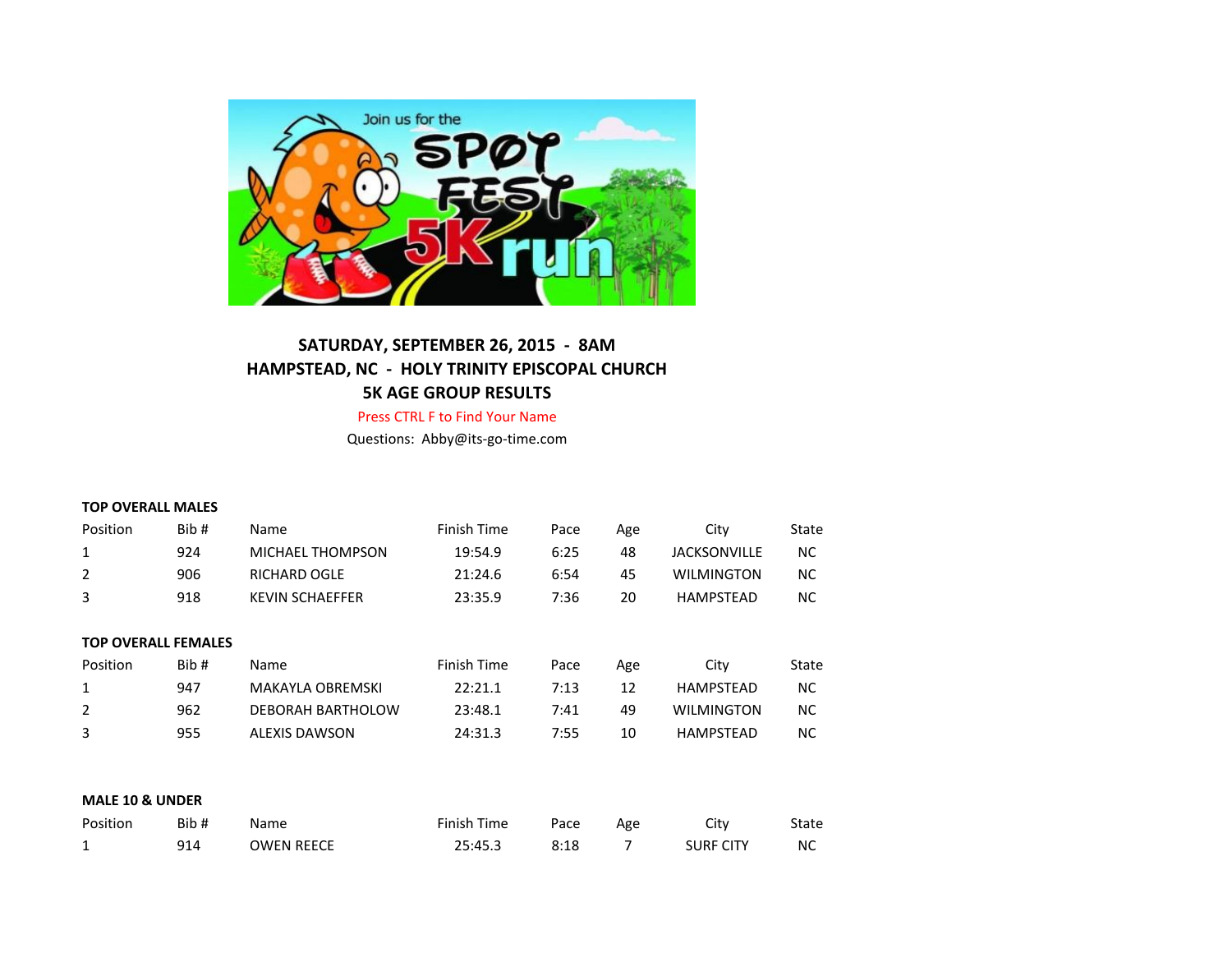**SATURDAY, SEPTEMBER 26, 2015 - 8AM**

**HAMPSTEAD, NC - HOLY TRINITY EPISCOPAL CHURCH**

**5K AGE GROUP RESULTS**

Press CTRL F to Find Your Name

Questions: Abby@its-go-time.com

**TOP OVERALL MALES**

| Position | Bib # | Name | Finish Time | Pace | Age | City | State |
|---|---|---|---|---|---|---|---|
| 1 | 924 | MICHAEL THOMPSON | 19:54.9 | 6:25 | 48 | JACKSONVILLE | NC |
| 2 | 906 | RICHARD OGLE | 21:24.6 | 6:54 | 45 | WILMINGTON | NC |
| 3 | 918 | KEVIN SCHAEFFER | 23:35.9 | 7:36 | 20 | HAMPSTEAD | NC |

**TOP OVERALL FEMALES**

| Position | Bib # | Name | Finish Time | Pace | Age | City | State |
|---|---|---|---|---|---|---|---|
| 1 | 947 | MAKAYLA OBREMSKI | 22:21.1 | 7:13 | 12 | HAMPSTEAD | NC |
| 2 | 962 | DEBORAH BARTHOLOW | 23:48.1 | 7:41 | 49 | WILMINGTON | NC |
| 3 | 955 | ALEXIS DAWSON | 24:31.3 | 7:55 | 10 | HAMPSTEAD | NC |

**MALE 10 & UNDER**

| Position | Bib # | Name | Finish Time | Pace | Age | City | State |
|---|---|---|---|---|---|---|---|
| 1 | 914 | OWEN REECE | 25:45.3 | 8:18 | 7 | SURF CITY | NC |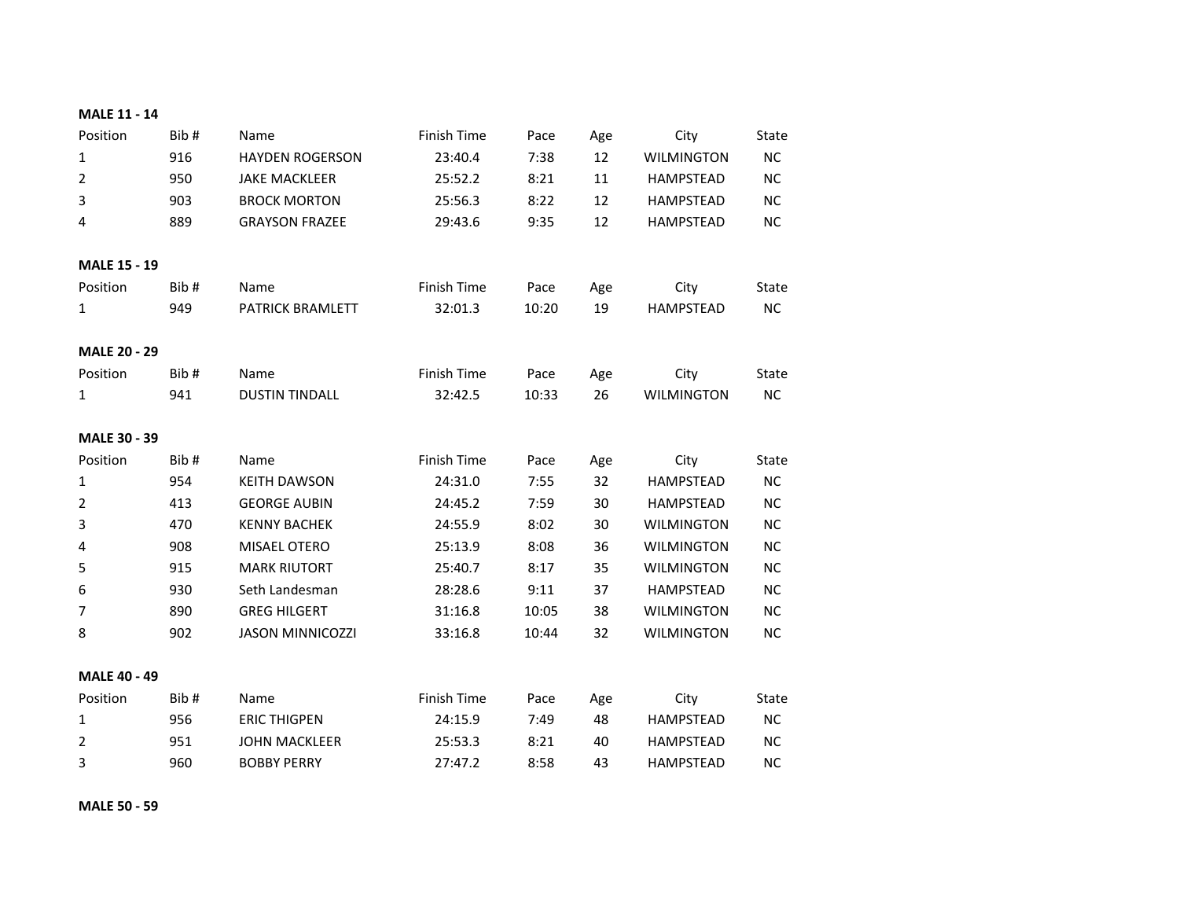**MALE 11 - 14**

| Position | Bib # | Name | Finish Time | Pace | Age | City | State |
|---|---|---|---|---|---|---|---|
| 1 | 916 | HAYDEN ROGERSON | 23:40.4 | 7:38 | 12 | WILMINGTON | NC |
| 2 | 950 | JAKE MACKLEER | 25:52.2 | 8:21 | 11 | HAMPSTEAD | NC |
| 3 | 903 | BROCK MORTON | 25:56.3 | 8:22 | 12 | HAMPSTEAD | NC |
| 4 | 889 | GRAYSON FRAZEE | 29:43.6 | 9:35 | 12 | HAMPSTEAD | NC |

**MALE 15 - 19**

| Position | Bib # | Name | Finish Time | Pace | Age | City | State |
|---|---|---|---|---|---|---|---|
| 1 | 949 | PATRICK BRAMLETT | 32:01.3 | 10:20 | 19 | HAMPSTEAD | NC |

**MALE 20 - 29**

| Position | Bib # | Name | Finish Time | Pace | Age | City | State |
|---|---|---|---|---|---|---|---|
| 1 | 941 | DUSTIN TINDALL | 32:42.5 | 10:33 | 26 | WILMINGTON | NC |

**MALE 30 - 39**

| Position | Bib # | Name | Finish Time | Pace | Age | City | State |
|---|---|---|---|---|---|---|---|
| 1 | 954 | KEITH DAWSON | 24:31.0 | 7:55 | 32 | HAMPSTEAD | NC |
| 2 | 413 | GEORGE AUBIN | 24:45.2 | 7:59 | 30 | HAMPSTEAD | NC |
| 3 | 470 | KENNY BACHEK | 24:55.9 | 8:02 | 30 | WILMINGTON | NC |
| 4 | 908 | MISAEL OTERO | 25:13.9 | 8:08 | 36 | WILMINGTON | NC |
| 5 | 915 | MARK RIUTORT | 25:40.7 | 8:17 | 35 | WILMINGTON | NC |
| 6 | 930 | Seth Landesman | 28:28.6 | 9:11 | 37 | HAMPSTEAD | NC |
| 7 | 890 | GREG HILGERT | 31:16.8 | 10:05 | 38 | WILMINGTON | NC |
| 8 | 902 | JASON MINNICOZZI | 33:16.8 | 10:44 | 32 | WILMINGTON | NC |

**MALE 40 - 49**

| Position | Bib # | Name | Finish Time | Pace | Age | City | State |
|---|---|---|---|---|---|---|---|
| 1 | 956 | ERIC THIGPEN | 24:15.9 | 7:49 | 48 | HAMPSTEAD | NC |
| 2 | 951 | JOHN MACKLEER | 25:53.3 | 8:21 | 40 | HAMPSTEAD | NC |
| 3 | 960 | BOBBY PERRY | 27:47.2 | 8:58 | 43 | HAMPSTEAD | NC |

**MALE 50 - 59**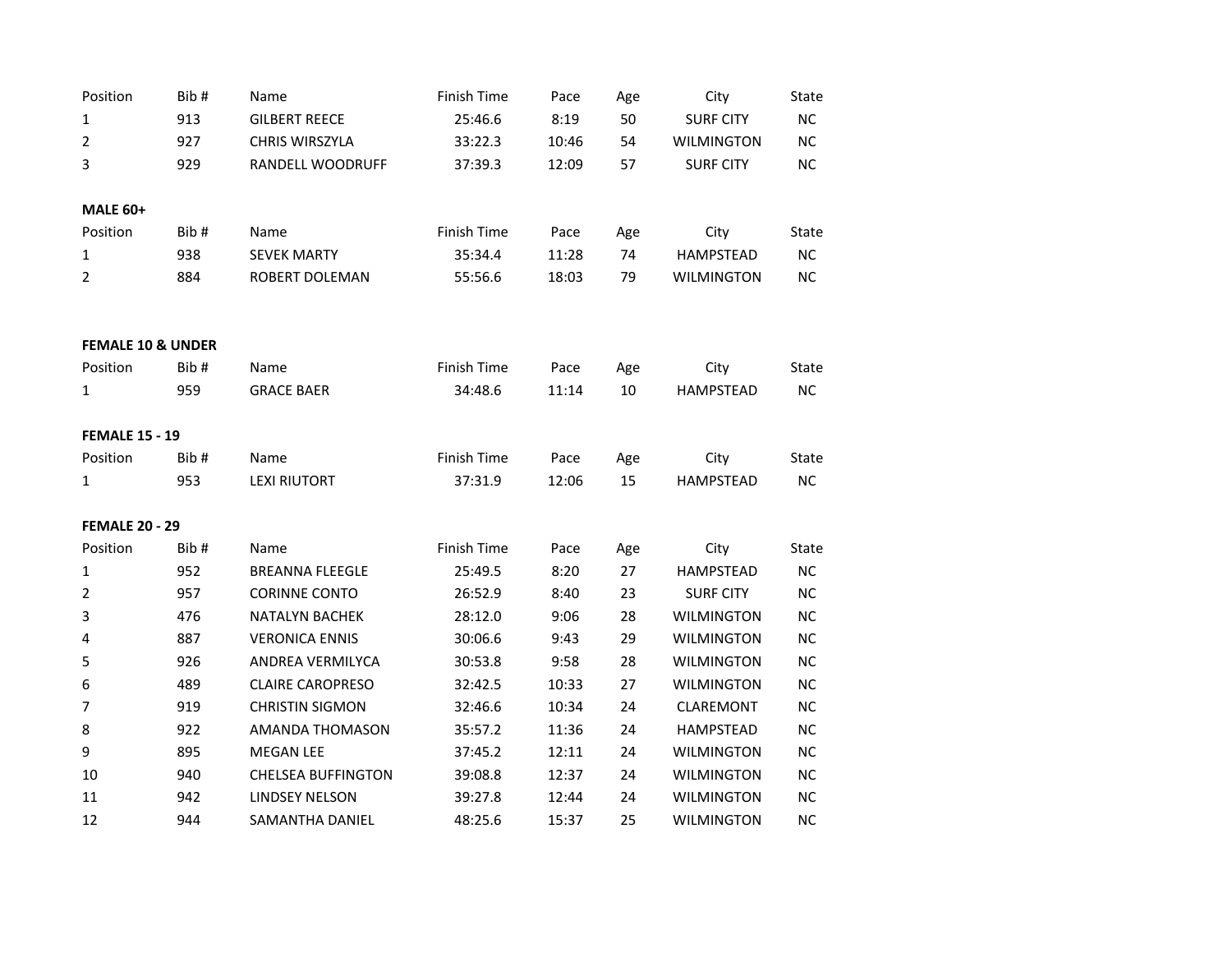| Position | Bib # | Name | Finish Time | Pace | Age | City | State |
|---|---|---|---|---|---|---|---|
| 1 | 913 | GILBERT REECE | 25:46.6 | 8:19 | 50 | SURF CITY | NC |
| 2 | 927 | CHRIS WIRSZYLA | 33:22.3 | 10:46 | 54 | WILMINGTON | NC |
| 3 | 929 | RANDELL WOODRUFF | 37:39.3 | 12:09 | 57 | SURF CITY | NC |

**MALE 60+**

| Position | Bib # | Name | Finish Time | Pace | Age | City | State |
|---|---|---|---|---|---|---|---|
| 1 | 938 | SEVEK MARTY | 35:34.4 | 11:28 | 74 | HAMPSTEAD | NC |
| 2 | 884 | ROBERT DOLEMAN | 55:56.6 | 18:03 | 79 | WILMINGTON | NC |

**FEMALE 10 & UNDER**

| Position | Bib # | Name | Finish Time | Pace | Age | City | State |
|---|---|---|---|---|---|---|---|
| 1 | 959 | GRACE BAER | 34:48.6 | 11:14 | 10 | HAMPSTEAD | NC |

**FEMALE 15 - 19**

| Position | Bib # | Name | Finish Time | Pace | Age | City | State |
|---|---|---|---|---|---|---|---|
| 1 | 953 | LEXI RIUTORT | 37:31.9 | 12:06 | 15 | HAMPSTEAD | NC |

**FEMALE 20 - 29**

| Position | Bib # | Name | Finish Time | Pace | Age | City | State |
|---|---|---|---|---|---|---|---|
| 1 | 952 | BREANNA FLEEGLE | 25:49.5 | 8:20 | 27 | HAMPSTEAD | NC |
| 2 | 957 | CORINNE CONTO | 26:52.9 | 8:40 | 23 | SURF CITY | NC |
| 3 | 476 | NATALYN BACHEK | 28:12.0 | 9:06 | 28 | WILMINGTON | NC |
| 4 | 887 | VERONICA ENNIS | 30:06.6 | 9:43 | 29 | WILMINGTON | NC |
| 5 | 926 | ANDREA VERMILYCA | 30:53.8 | 9:58 | 28 | WILMINGTON | NC |
| 6 | 489 | CLAIRE CAROPRESO | 32:42.5 | 10:33 | 27 | WILMINGTON | NC |
| 7 | 919 | CHRISTIN SIGMON | 32:46.6 | 10:34 | 24 | CLAREMONT | NC |
| 8 | 922 | AMANDA THOMASON | 35:57.2 | 11:36 | 24 | HAMPSTEAD | NC |
| 9 | 895 | MEGAN LEE | 37:45.2 | 12:11 | 24 | WILMINGTON | NC |
| 10 | 940 | CHELSEA BUFFINGTON | 39:08.8 | 12:37 | 24 | WILMINGTON | NC |
| 11 | 942 | LINDSEY NELSON | 39:27.8 | 12:44 | 24 | WILMINGTON | NC |
| 12 | 944 | SAMANTHA DANIEL | 48:25.6 | 15:37 | 25 | WILMINGTON | NC |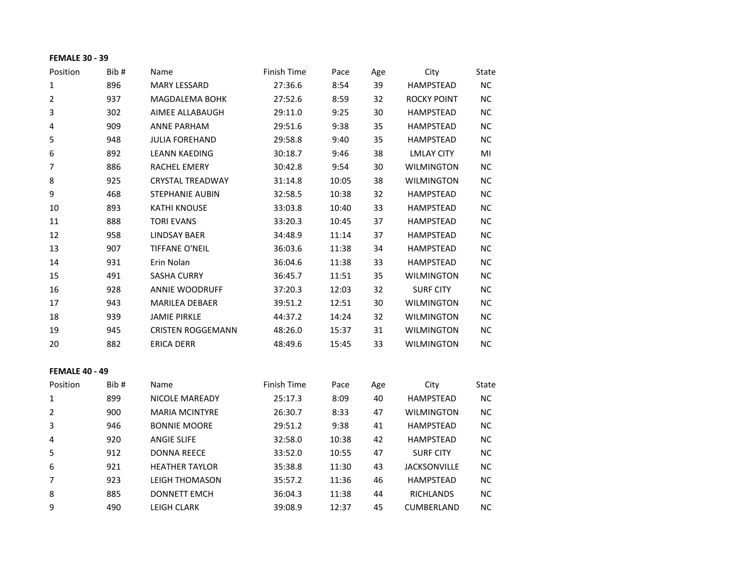**FEMALE 30 - 39**

| Position | Bib # | Name | Finish Time | Pace | Age | City | State |
|---|---|---|---|---|---|---|---|
| 1 | 896 | MARY LESSARD | 27:36.6 | 8:54 | 39 | HAMPSTEAD | NC |
| 2 | 937 | MAGDALEMA BOHK | 27:52.6 | 8:59 | 32 | ROCKY POINT | NC |
| 3 | 302 | AIMEE ALLABAUGH | 29:11.0 | 9:25 | 30 | HAMPSTEAD | NC |
| 4 | 909 | ANNE PARHAM | 29:51.6 | 9:38 | 35 | HAMPSTEAD | NC |
| 5 | 948 | JULIA FOREHAND | 29:58.8 | 9:40 | 35 | HAMPSTEAD | NC |
| 6 | 892 | LEANN KAEDING | 30:18.7 | 9:46 | 38 | LMLAY CITY | MI |
| 7 | 886 | RACHEL EMERY | 30:42.8 | 9:54 | 30 | WILMINGTON | NC |
| 8 | 925 | CRYSTAL TREADWAY | 31:14.8 | 10:05 | 38 | WILMINGTON | NC |
| 9 | 468 | STEPHANIE AUBIN | 32:58.5 | 10:38 | 32 | HAMPSTEAD | NC |
| 10 | 893 | KATHI KNOUSE | 33:03.8 | 10:40 | 33 | HAMPSTEAD | NC |
| 11 | 888 | TORI EVANS | 33:20.3 | 10:45 | 37 | HAMPSTEAD | NC |
| 12 | 958 | LINDSAY BAER | 34:48.9 | 11:14 | 37 | HAMPSTEAD | NC |
| 13 | 907 | TIFFANE O'NEIL | 36:03.6 | 11:38 | 34 | HAMPSTEAD | NC |
| 14 | 931 | Erin Nolan | 36:04.6 | 11:38 | 33 | HAMPSTEAD | NC |
| 15 | 491 | SASHA CURRY | 36:45.7 | 11:51 | 35 | WILMINGTON | NC |
| 16 | 928 | ANNIE WOODRUFF | 37:20.3 | 12:03 | 32 | SURF CITY | NC |
| 17 | 943 | MARILEA DEBAER | 39:51.2 | 12:51 | 30 | WILMINGTON | NC |
| 18 | 939 | JAMIE PIRKLE | 44:37.2 | 14:24 | 32 | WILMINGTON | NC |
| 19 | 945 | CRISTEN ROGGEMANN | 48:26.0 | 15:37 | 31 | WILMINGTON | NC |
| 20 | 882 | ERICA DERR | 48:49.6 | 15:45 | 33 | WILMINGTON | NC |

**FEMALE 40 - 49**

| Position | Bib # | Name | Finish Time | Pace | Age | City | State |
|---|---|---|---|---|---|---|---|
| 1 | 899 | NICOLE MAREADY | 25:17.3 | 8:09 | 40 | HAMPSTEAD | NC |
| 2 | 900 | MARIA MCINTYRE | 26:30.7 | 8:33 | 47 | WILMINGTON | NC |
| 3 | 946 | BONNIE MOORE | 29:51.2 | 9:38 | 41 | HAMPSTEAD | NC |
| 4 | 920 | ANGIE SLIFE | 32:58.0 | 10:38 | 42 | HAMPSTEAD | NC |
| 5 | 912 | DONNA REECE | 33:52.0 | 10:55 | 47 | SURF CITY | NC |
| 6 | 921 | HEATHER TAYLOR | 35:38.8 | 11:30 | 43 | JACKSONVILLE | NC |
| 7 | 923 | LEIGH THOMASON | 35:57.2 | 11:36 | 46 | HAMPSTEAD | NC |
| 8 | 885 | DONNETT EMCH | 36:04.3 | 11:38 | 44 | RICHLANDS | NC |
| 9 | 490 | LEIGH CLARK | 39:08.9 | 12:37 | 45 | CUMBERLAND | NC |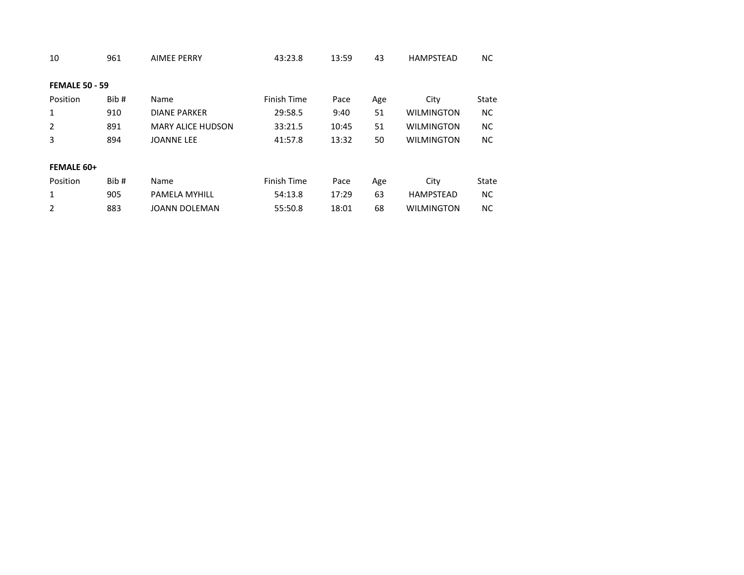| | | | | | | | |
|---|---|---|---|---|---|---|---|
| 10 | 961 | AIMEE PERRY | 43:23.8 | 13:59 | 43 | HAMPSTEAD | NC |

**FEMALE 50 - 59**

| Position | Bib # | Name | Finish Time | Pace | Age | City | State |
|---|---|---|---|---|---|---|---|
| 1 | 910 | DIANE PARKER | 29:58.5 | 9:40 | 51 | WILMINGTON | NC |
| 2 | 891 | MARY ALICE HUDSON | 33:21.5 | 10:45 | 51 | WILMINGTON | NC |
| 3 | 894 | JOANNE LEE | 41:57.8 | 13:32 | 50 | WILMINGTON | NC |

**FEMALE 60+**

| Position | Bib # | Name | Finish Time | Pace | Age | City | State |
|---|---|---|---|---|---|---|---|
| 1 | 905 | PAMELA MYHILL | 54:13.8 | 17:29 | 63 | HAMPSTEAD | NC |
| 2 | 883 | JOANN DOLEMAN | 55:50.8 | 18:01 | 68 | WILMINGTON | NC |